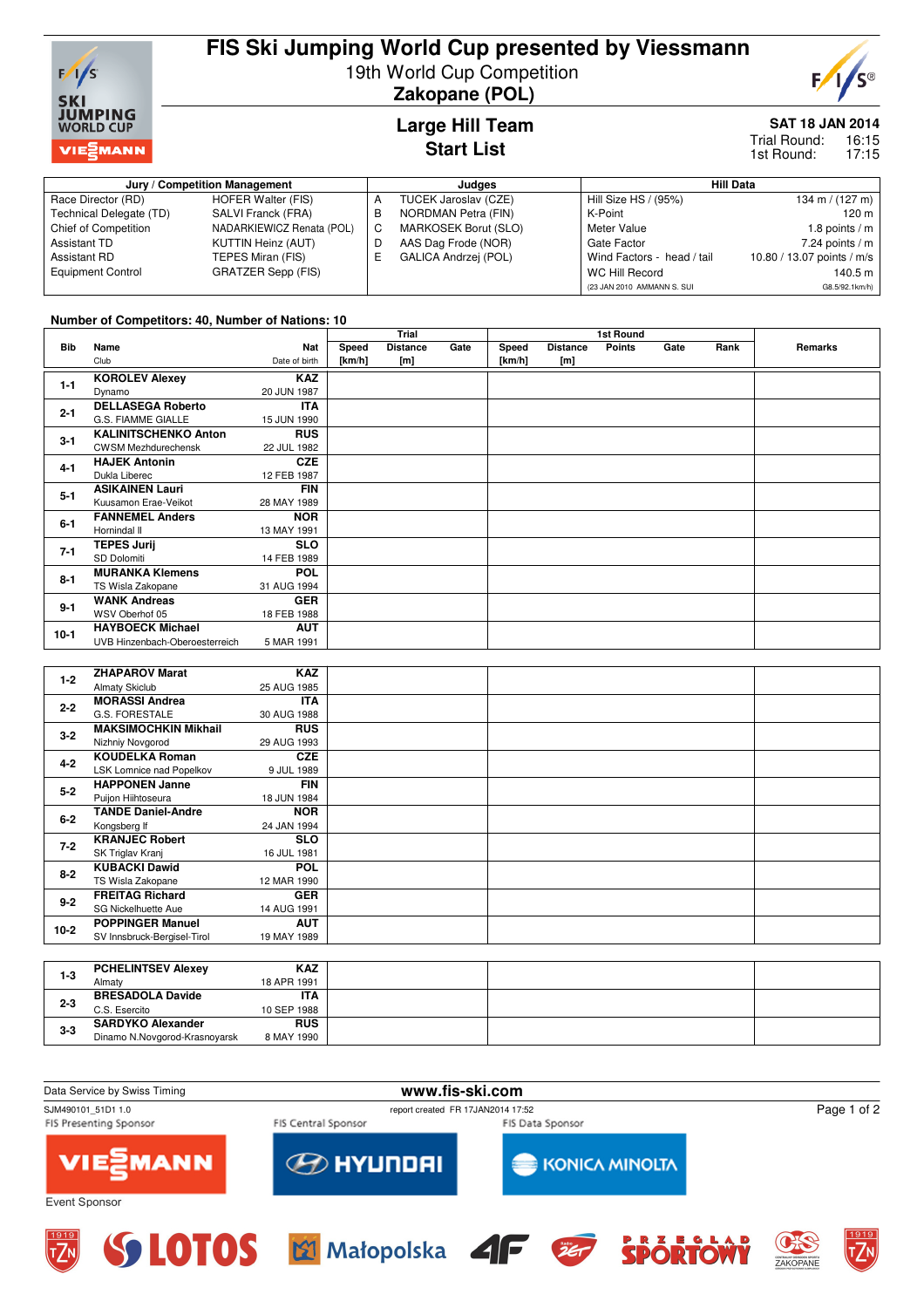# FIS Ski Jumping World Cup presented by Viessmann

19th World Cup Competition
**Zakopane (POL)**

## Large Hill Team
## Start List

**SAT 18 JAN 2014**
Trial Round: 16:15
1st Round: 17:15

| Jury / Competition Management | | Judges | | Hill Data | |
|---|---|---|---|---|---|
| Race Director (RD) | HOFER Walter (FIS) | A | TUCEK Jaroslav (CZE) | Hill Size HS / (95%) | 134 m / (127 m) |
| Technical Delegate (TD) | SALVI Franck (FRA) | B | NORDMAN Petra (FIN) | K-Point | 120 m |
| Chief of Competition | NADARKIEWICZ Renata (POL) | C | MARKOSEK Borut (SLO) | Meter Value | 1.8 points / m |
| Assistant TD | KUTTIN Heinz (AUT) | D | AAS Dag Frode (NOR) | Gate Factor | 7.24 points / m |
| Assistant RD | TEPES Miran (FIS) | E | GALICA Andrzej (POL) | Wind Factors - head / tail | 10.80 / 13.07 points / m/s |
| Equipment Control | GRATZER Sepp (FIS) | | | WC Hill Record | 140.5 m |
| | | | | (23 JAN 2010 AMMANN S. SUI | G8.5/92.1km/h) |

**Number of Competitors: 40, Number of Nations: 10**

| Bib | Name / Club | Nat / Date of birth | Trial Speed [km/h] | Trial Distance [m] | Trial Gate | 1st Round Speed [km/h] | 1st Round Distance [m] | 1st Round Points | 1st Round Gate | 1st Round Rank | Remarks |
|---|---|---|---|---|---|---|---|---|---|---|---|
| 1-1 | **KOROLEV Alexey** / Dynamo | **KAZ** / 20 JUN 1987 | | | | | | | | | |
| 2-1 | **DELLASEGA Roberto** / G.S. FIAMME GIALLE | **ITA** / 15 JUN 1990 | | | | | | | | | |
| 3-1 | **KALINITSCHENKO Anton** / CWSM Mezhdurechensk | **RUS** / 22 JUL 1982 | | | | | | | | | |
| 4-1 | **HAJEK Antonin** / Dukla Liberec | **CZE** / 12 FEB 1987 | | | | | | | | | |
| 5-1 | **ASIKAINEN Lauri** / Kuusamon Erae-Veikot | **FIN** / 28 MAY 1989 | | | | | | | | | |
| 6-1 | **FANNEMEL Anders** / Hornindal Il | **NOR** / 13 MAY 1991 | | | | | | | | | |
| 7-1 | **TEPES Jurij** / SD Dolomiti | **SLO** / 14 FEB 1989 | | | | | | | | | |
| 8-1 | **MURANKA Klemens** / TS Wisla Zakopane | **POL** / 31 AUG 1994 | | | | | | | | | |
| 9-1 | **WANK Andreas** / WSV Oberhof 05 | **GER** / 18 FEB 1988 | | | | | | | | | |
| 10-1 | **HAYBOECK Michael** / UVB Hinzenbach-Oberoesterreich | **AUT** / 5 MAR 1991 | | | | | | | | | |
| 1-2 | **ZHAPAROV Marat** / Almaty Skiclub | **KAZ** / 25 AUG 1985 | | | | | | | | | |
| 2-2 | **MORASSI Andrea** / G.S. FORESTALE | **ITA** / 30 AUG 1988 | | | | | | | | | |
| 3-2 | **MAKSIMOCHKIN Mikhail** / Nizhniy Novgorod | **RUS** / 29 AUG 1993 | | | | | | | | | |
| 4-2 | **KOUDELKA Roman** / LSK Lomnice nad Popelkov | **CZE** / 9 JUL 1989 | | | | | | | | | |
| 5-2 | **HAPPONEN Janne** / Puijon Hiihtoseura | **FIN** / 18 JUN 1984 | | | | | | | | | |
| 6-2 | **TANDE Daniel-Andre** / Kongsberg If | **NOR** / 24 JAN 1994 | | | | | | | | | |
| 7-2 | **KRANJEC Robert** / SK Triglav Kranj | **SLO** / 16 JUL 1981 | | | | | | | | | |
| 8-2 | **KUBACKI Dawid** / TS Wisla Zakopane | **POL** / 12 MAR 1990 | | | | | | | | | |
| 9-2 | **FREITAG Richard** / SG Nickelhuette Aue | **GER** / 14 AUG 1991 | | | | | | | | | |
| 10-2 | **POPPINGER Manuel** / SV Innsbruck-Bergisel-Tirol | **AUT** / 19 MAY 1989 | | | | | | | | | |
| 1-3 | **PCHELINTSEV Alexey** / Almaty | **KAZ** / 18 APR 1991 | | | | | | | | | |
| 2-3 | **BRESADOLA Davide** / C.S. Esercito | **ITA** / 10 SEP 1988 | | | | | | | | | |
| 3-3 | **SARDYKO Alexander** / Dinamo N.Novgorod-Krasnoyarsk | **RUS** / 8 MAY 1990 | | | | | | | | | |

Data Service by Swiss Timing — www.fis-ski.com

SJM490101_51D1 1.0 — report created FR 17JAN2014 17:52

FIS Presenting Sponsor: VIESSMANN — FIS Central Sponsor: HYUNDAI — FIS Data Sponsor: KONICA MINOLTA

Event Sponsor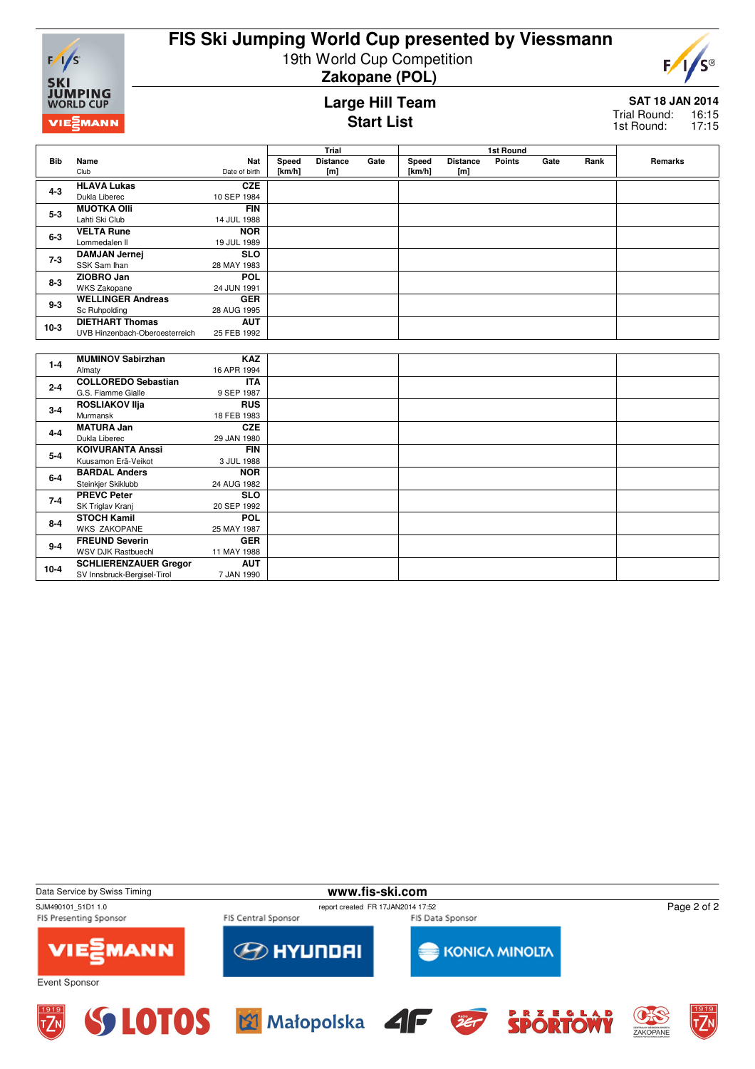# FIS Ski Jumping World Cup presented by Viessmann

19th World Cup Competition
**Zakopane (POL)**

## Large Hill Team
## Start List

**SAT 18 JAN 2014**
Trial Round: 16:15
1st Round: 17:15

| Bib | Name / Club | Nat / Date of birth | Trial Speed [km/h] | Trial Distance [m] | Trial Gate | 1st Round Speed [km/h] | 1st Round Distance [m] | 1st Round Points | 1st Round Gate | 1st Round Rank | Remarks |
|---|---|---|---|---|---|---|---|---|---|---|---|
| 4-3 | **HLAVA Lukas** Dukla Liberec | **CZE** 10 SEP 1984 | | | | | | | | | |
| 5-3 | **MUOTKA Olli** Lahti Ski Club | **FIN** 14 JUL 1988 | | | | | | | | | |
| 6-3 | **VELTA Rune** Lommedalen Il | **NOR** 19 JUL 1989 | | | | | | | | | |
| 7-3 | **DAMJAN Jernej** SSK Sam Ihan | **SLO** 28 MAY 1983 | | | | | | | | | |
| 8-3 | **ZIOBRO Jan** WKS Zakopane | **POL** 24 JUN 1991 | | | | | | | | | |
| 9-3 | **WELLINGER Andreas** Sc Ruhpolding | **GER** 28 AUG 1995 | | | | | | | | | |
| 10-3 | **DIETHART Thomas** UVB Hinzenbach-Oberoesterreich | **AUT** 25 FEB 1992 | | | | | | | | | |
| 1-4 | **MUMINOV Sabirzhan** Almaty | **KAZ** 16 APR 1994 | | | | | | | | | |
| 2-4 | **COLLOREDO Sebastian** G.S. Fiamme Gialle | **ITA** 9 SEP 1987 | | | | | | | | | |
| 3-4 | **ROSLIAKOV Ilja** Murmansk | **RUS** 18 FEB 1983 | | | | | | | | | |
| 4-4 | **MATURA Jan** Dukla Liberec | **CZE** 29 JAN 1980 | | | | | | | | | |
| 5-4 | **KOIVURANTA Anssi** Kuusamon Erä-Veikot | **FIN** 3 JUL 1988 | | | | | | | | | |
| 6-4 | **BARDAL Anders** Steinkjer Skiklubb | **NOR** 24 AUG 1982 | | | | | | | | | |
| 7-4 | **PREVC Peter** SK Triglav Kranj | **SLO** 20 SEP 1992 | | | | | | | | | |
| 8-4 | **STOCH Kamil** WKS ZAKOPANE | **POL** 25 MAY 1987 | | | | | | | | | |
| 9-4 | **FREUND Severin** WSV DJK Rastbuechl | **GER** 11 MAY 1988 | | | | | | | | | |
| 10-4 | **SCHLIERENZAUER Gregor** SV Innsbruck-Bergisel-Tirol | **AUT** 7 JAN 1990 | | | | | | | | | |

Data Service by Swiss Timing
www.fis-ski.com
SJM490101_51D1 1.0
report created FR 17JAN2014 17:52

FIS Presenting Sponsor: VIESSMANN
FIS Central Sponsor: HYUNDAI
FIS Data Sponsor: KONICA MINOLTA
Event Sponsor: LOTOS, Małopolska, 4F, Przegląd Sportowy, COS Zakopane